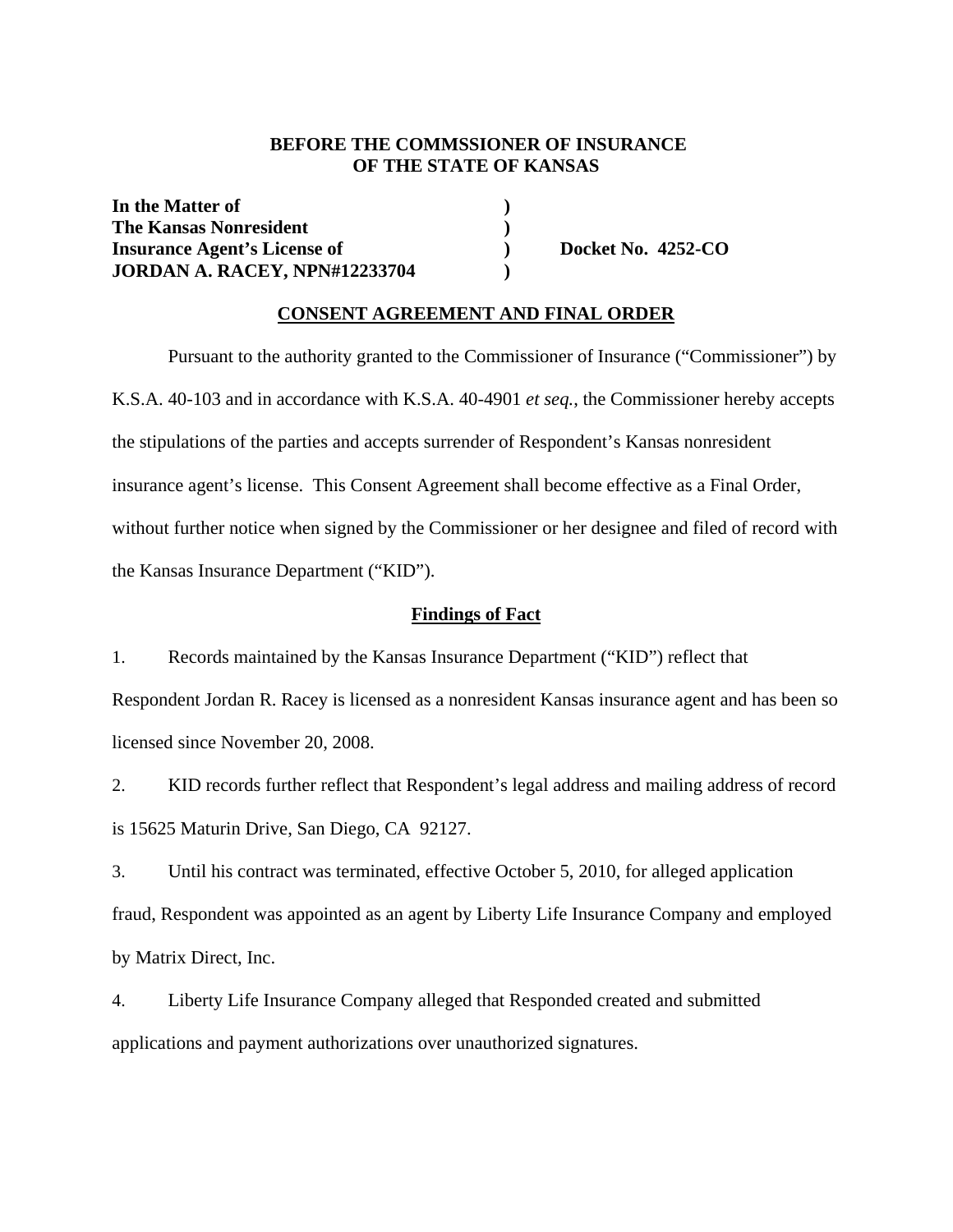**BEFORE THE COMMSSIONER OF INSURANCE**
**OF THE STATE OF KANSAS**

| | | |
|---|---|---|
| **In the Matter of** | **)** | |
| **The Kansas Nonresident** | **)** | |
| **Insurance Agent's License of** | **)** | **Docket No. 4252-CO** |
| **JORDAN A. RACEY, NPN#12233704** | **)** | |

**CONSENT AGREEMENT AND FINAL ORDER**

Pursuant to the authority granted to the Commissioner of Insurance ("Commissioner") by K.S.A. 40-103 and in accordance with K.S.A. 40-4901 *et seq.*, the Commissioner hereby accepts the stipulations of the parties and accepts surrender of Respondent's Kansas nonresident insurance agent's license. This Consent Agreement shall become effective as a Final Order, without further notice when signed by the Commissioner or her designee and filed of record with the Kansas Insurance Department ("KID").

**Findings of Fact**

1. Records maintained by the Kansas Insurance Department ("KID") reflect that Respondent Jordan R. Racey is licensed as a nonresident Kansas insurance agent and has been so licensed since November 20, 2008.

2. KID records further reflect that Respondent's legal address and mailing address of record is 15625 Maturin Drive, San Diego, CA 92127.

3. Until his contract was terminated, effective October 5, 2010, for alleged application fraud, Respondent was appointed as an agent by Liberty Life Insurance Company and employed by Matrix Direct, Inc.

4. Liberty Life Insurance Company alleged that Responded created and submitted applications and payment authorizations over unauthorized signatures.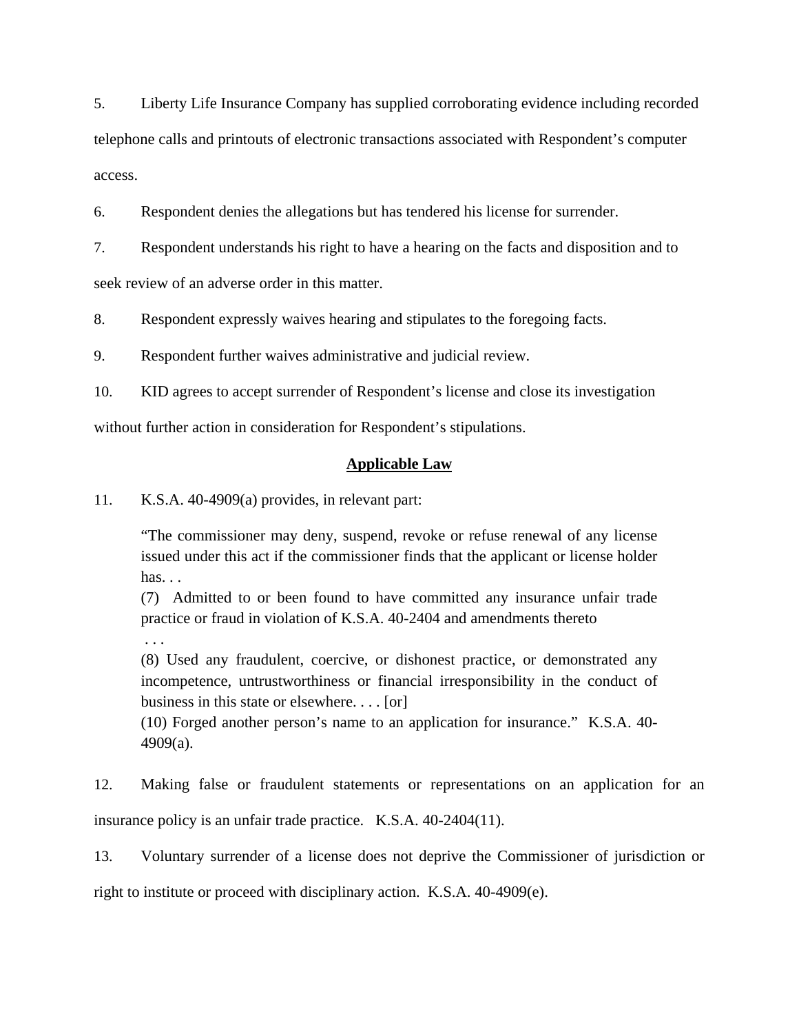5. Liberty Life Insurance Company has supplied corroborating evidence including recorded telephone calls and printouts of electronic transactions associated with Respondent's computer access.

6. Respondent denies the allegations but has tendered his license for surrender.

7. Respondent understands his right to have a hearing on the facts and disposition and to seek review of an adverse order in this matter.

8. Respondent expressly waives hearing and stipulates to the foregoing facts.

9. Respondent further waives administrative and judicial review.

10. KID agrees to accept surrender of Respondent's license and close its investigation without further action in consideration for Respondent's stipulations.

## **Applicable Law**

11. K.S.A. 40-4909(a) provides, in relevant part:

> "The commissioner may deny, suspend, revoke or refuse renewal of any license issued under this act if the commissioner finds that the applicant or license holder has. . .
> (7) Admitted to or been found to have committed any insurance unfair trade practice or fraud in violation of K.S.A. 40-2404 and amendments thereto
> . . .
> (8) Used any fraudulent, coercive, or dishonest practice, or demonstrated any incompetence, untrustworthiness or financial irresponsibility in the conduct of business in this state or elsewhere. . . . [or]
> (10) Forged another person's name to an application for insurance." K.S.A. 40-4909(a).

12. Making false or fraudulent statements or representations on an application for an insurance policy is an unfair trade practice. K.S.A. 40-2404(11).

13. Voluntary surrender of a license does not deprive the Commissioner of jurisdiction or right to institute or proceed with disciplinary action. K.S.A. 40-4909(e).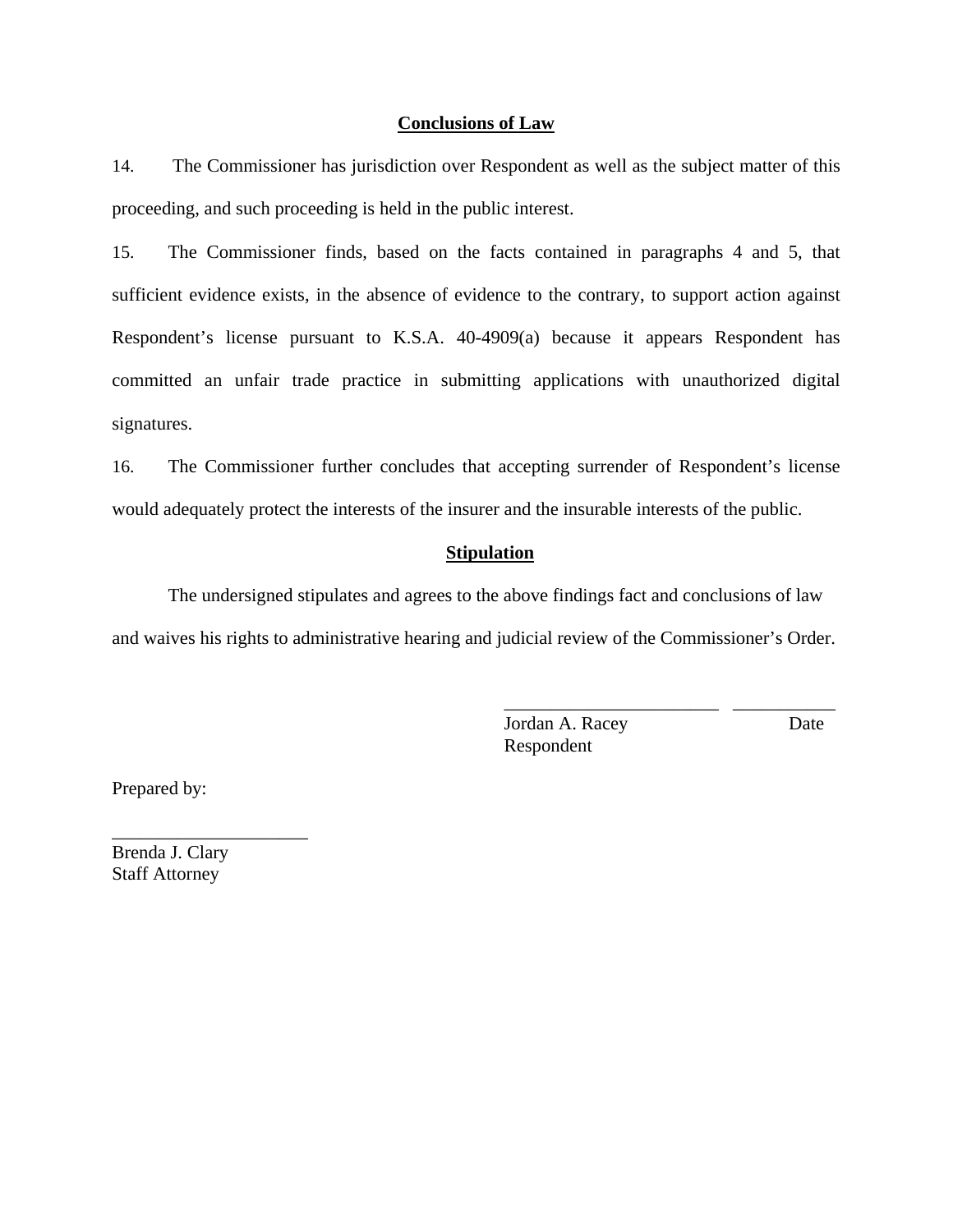## Conclusions of Law

14. The Commissioner has jurisdiction over Respondent as well as the subject matter of this proceeding, and such proceeding is held in the public interest.

15. The Commissioner finds, based on the facts contained in paragraphs 4 and 5, that sufficient evidence exists, in the absence of evidence to the contrary, to support action against Respondent's license pursuant to K.S.A. 40-4909(a) because it appears Respondent has committed an unfair trade practice in submitting applications with unauthorized digital signatures.

16. The Commissioner further concludes that accepting surrender of Respondent's license would adequately protect the interests of the insurer and the insurable interests of the public.

## Stipulation

The undersigned stipulates and agrees to the above findings fact and conclusions of law and waives his rights to administrative hearing and judicial review of the Commissioner's Order.

_______________________ ___________

Jordan A. Racey Date
Respondent

Prepared by:

_____________________

Brenda J. Clary
Staff Attorney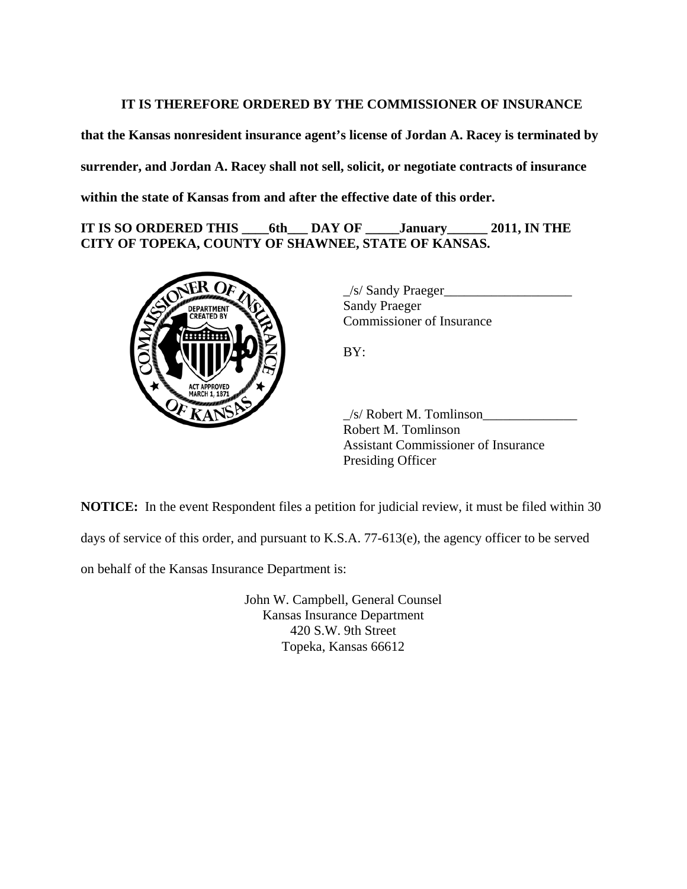**IT IS THEREFORE ORDERED BY THE COMMISSIONER OF INSURANCE that the Kansas nonresident insurance agent's license of Jordan A. Racey is terminated by surrender, and Jordan A. Racey shall not sell, solicit, or negotiate contracts of insurance within the state of Kansas from and after the effective date of this order.**

**IT IS SO ORDERED THIS \_\_\_\_6th\_\_\_ DAY OF \_\_\_\_\_January\_\_\_\_\_\_ 2011, IN THE CITY OF TOPEKA, COUNTY OF SHAWNEE, STATE OF KANSAS.**

_/s/ Sandy Praeger___________________
Sandy Praeger
Commissioner of Insurance

BY:

_/s/ Robert M. Tomlinson______________
Robert M. Tomlinson
Assistant Commissioner of Insurance
Presiding Officer

**NOTICE:** In the event Respondent files a petition for judicial review, it must be filed within 30 days of service of this order, and pursuant to K.S.A. 77-613(e), the agency officer to be served on behalf of the Kansas Insurance Department is:

John W. Campbell, General Counsel
Kansas Insurance Department
420 S.W. 9th Street
Topeka, Kansas 66612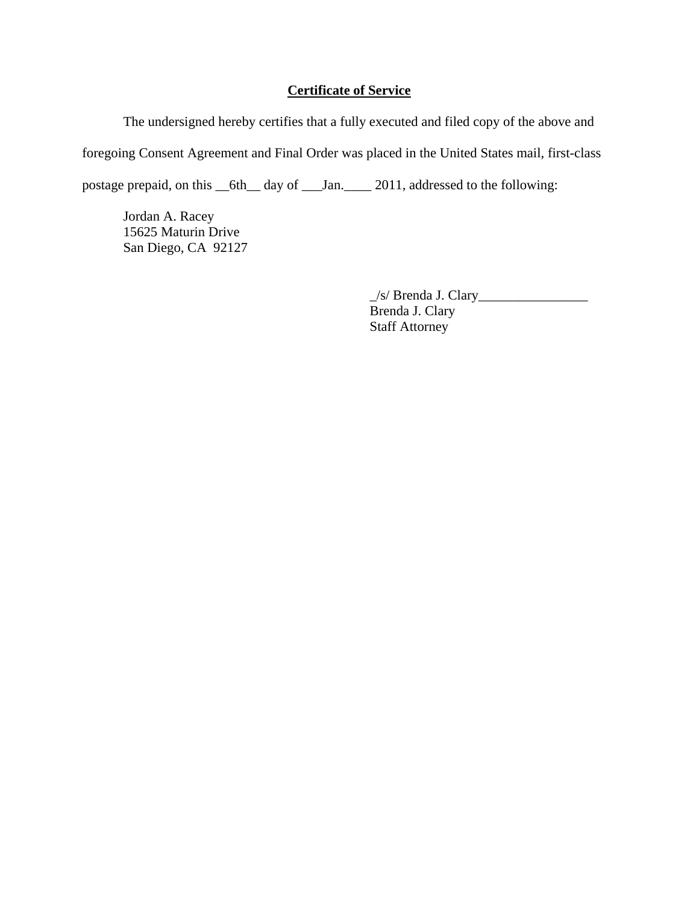**Certificate of Service**

The undersigned hereby certifies that a fully executed and filed copy of the above and foregoing Consent Agreement and Final Order was placed in the United States mail, first-class postage prepaid, on this __6th__ day of ___Jan.____ 2011, addressed to the following:

Jordan A. Racey
15625 Maturin Drive
San Diego, CA 92127

_/s/ Brenda J. Clary________________
Brenda J. Clary
Staff Attorney